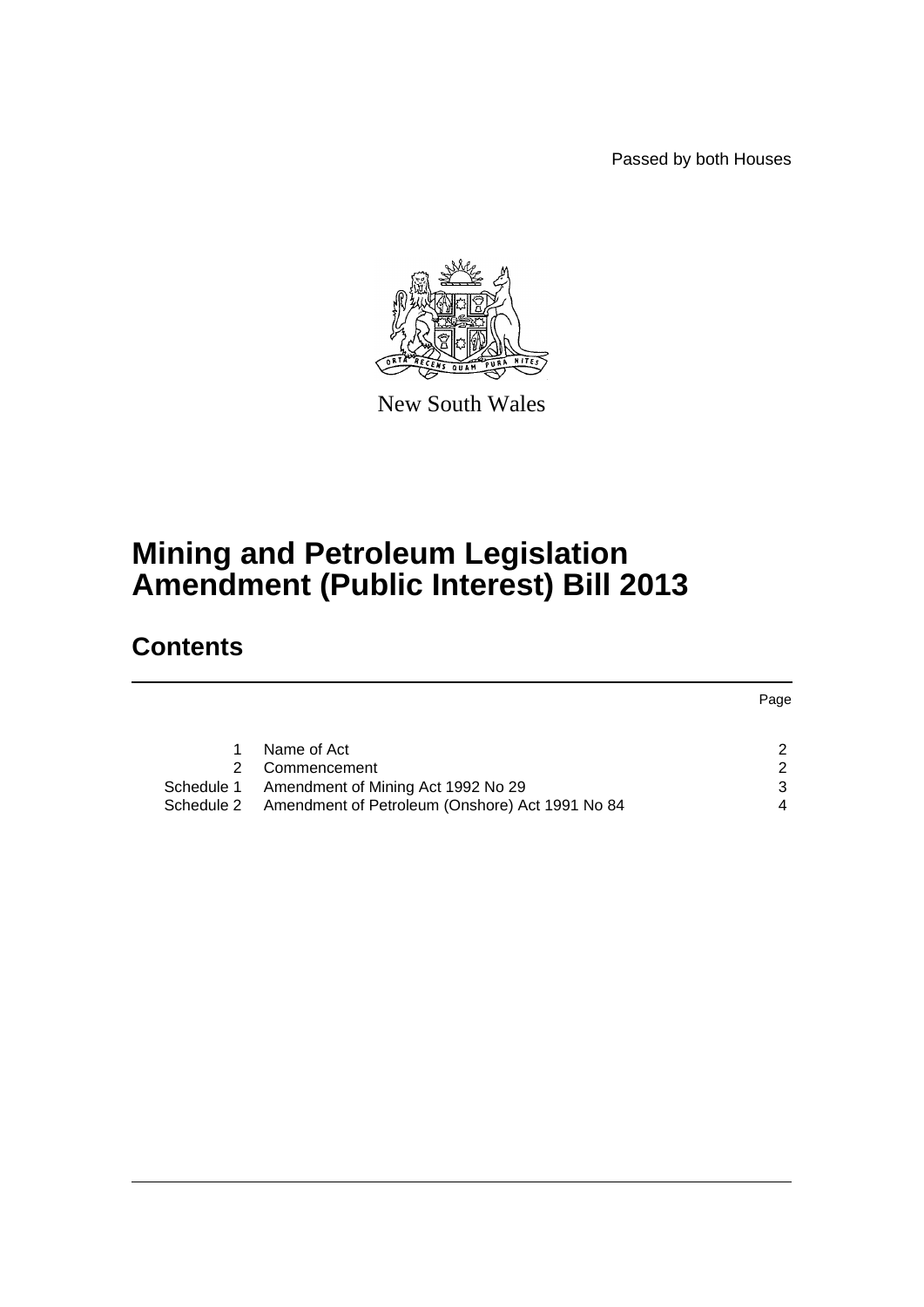Passed by both Houses

New South Wales

# Mining and Petroleum Legislation Amendment (Public Interest) Bill 2013

## Contents

| | | Page |
|---|---|---|
| 1 | Name of Act | 2 |
| 2 | Commencement | 2 |
| Schedule 1 | Amendment of Mining Act 1992 No 29 | 3 |
| Schedule 2 | Amendment of Petroleum (Onshore) Act 1991 No 84 | 4 |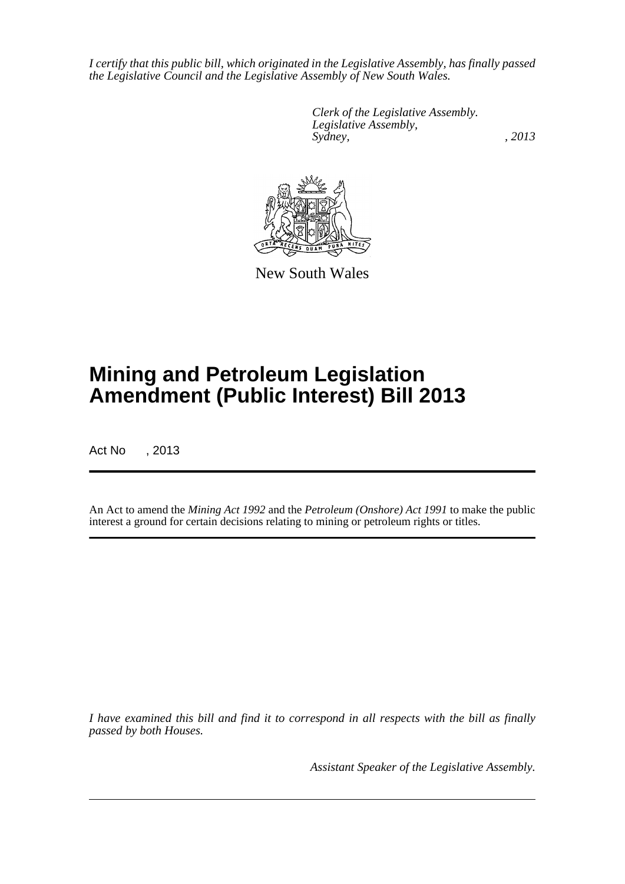*I certify that this public bill, which originated in the Legislative Assembly, has finally passed the Legislative Council and the Legislative Assembly of New South Wales.*

*Clerk of the Legislative Assembly.*
*Legislative Assembly,*
*Sydney, , 2013*

New South Wales

# Mining and Petroleum Legislation Amendment (Public Interest) Bill 2013

Act No , 2013

An Act to amend the *Mining Act 1992* and the *Petroleum (Onshore) Act 1991* to make the public interest a ground for certain decisions relating to mining or petroleum rights or titles.

*I have examined this bill and find it to correspond in all respects with the bill as finally passed by both Houses.*

*Assistant Speaker of the Legislative Assembly.*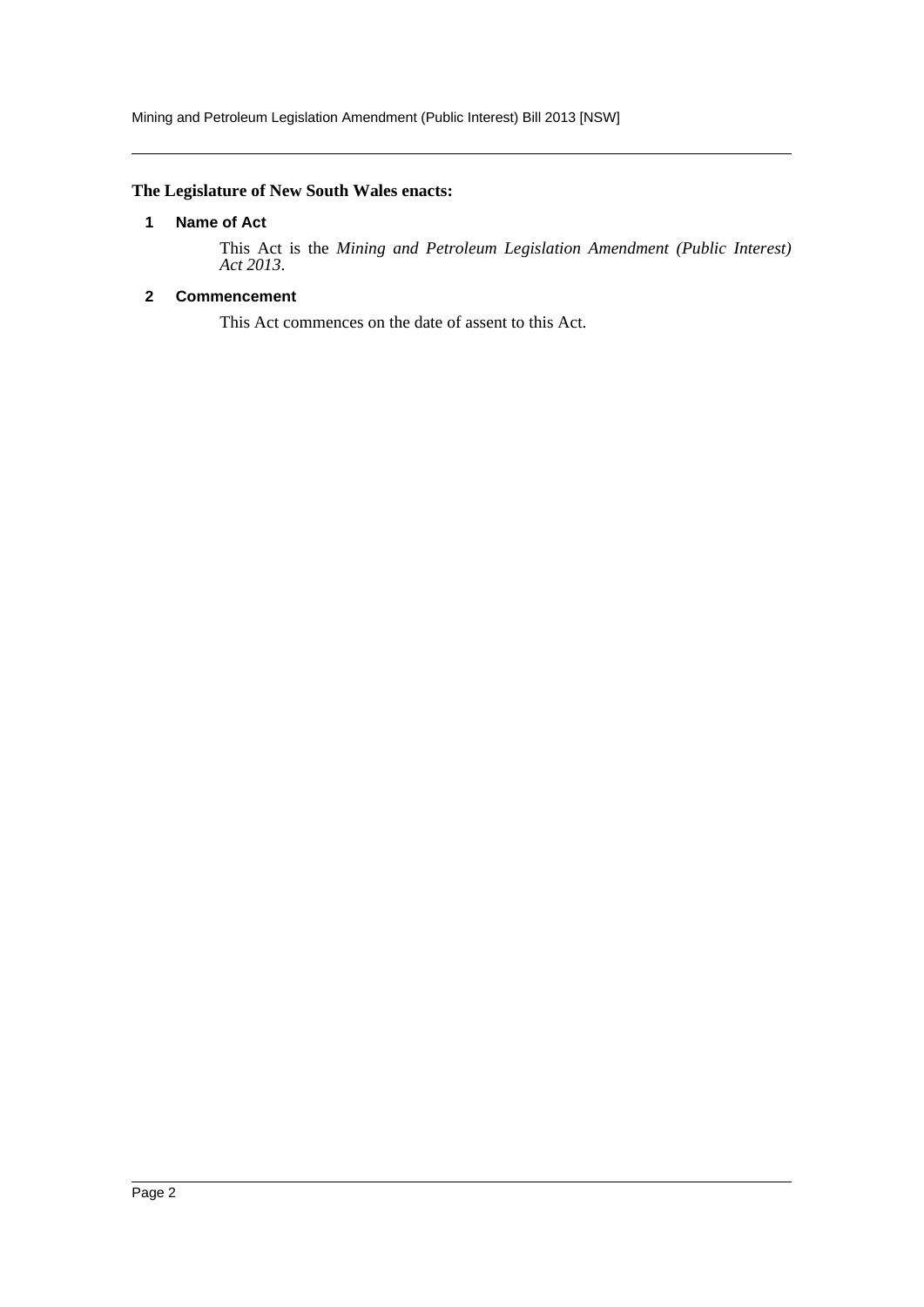**The Legislature of New South Wales enacts:**

## 1 Name of Act

This Act is the *Mining and Petroleum Legislation Amendment (Public Interest) Act 2013*.

## 2 Commencement

This Act commences on the date of assent to this Act.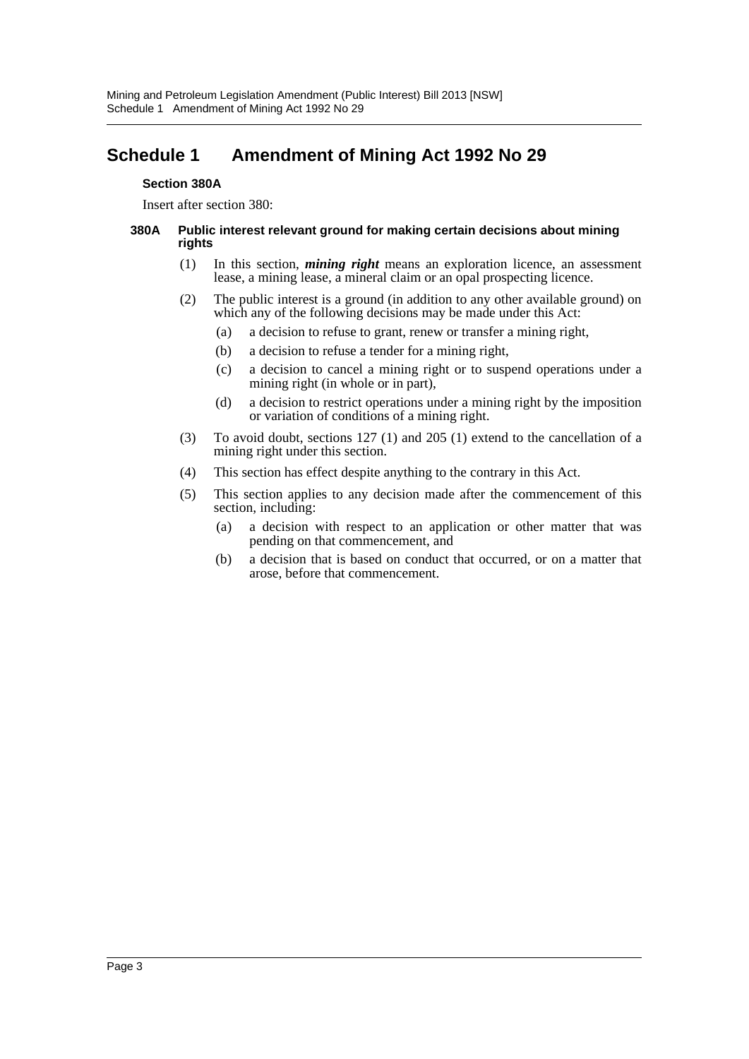# Schedule 1 Amendment of Mining Act 1992 No 29

**Section 380A**

Insert after section 380:

**380A Public interest relevant ground for making certain decisions about mining rights**

(1) In this section, ***mining right*** means an exploration licence, an assessment lease, a mining lease, a mineral claim or an opal prospecting licence.

(2) The public interest is a ground (in addition to any other available ground) on which any of the following decisions may be made under this Act:

- (a) a decision to refuse to grant, renew or transfer a mining right,
- (b) a decision to refuse a tender for a mining right,
- (c) a decision to cancel a mining right or to suspend operations under a mining right (in whole or in part),
- (d) a decision to restrict operations under a mining right by the imposition or variation of conditions of a mining right.

(3) To avoid doubt, sections 127 (1) and 205 (1) extend to the cancellation of a mining right under this section.

(4) This section has effect despite anything to the contrary in this Act.

(5) This section applies to any decision made after the commencement of this section, including:

- (a) a decision with respect to an application or other matter that was pending on that commencement, and
- (b) a decision that is based on conduct that occurred, or on a matter that arose, before that commencement.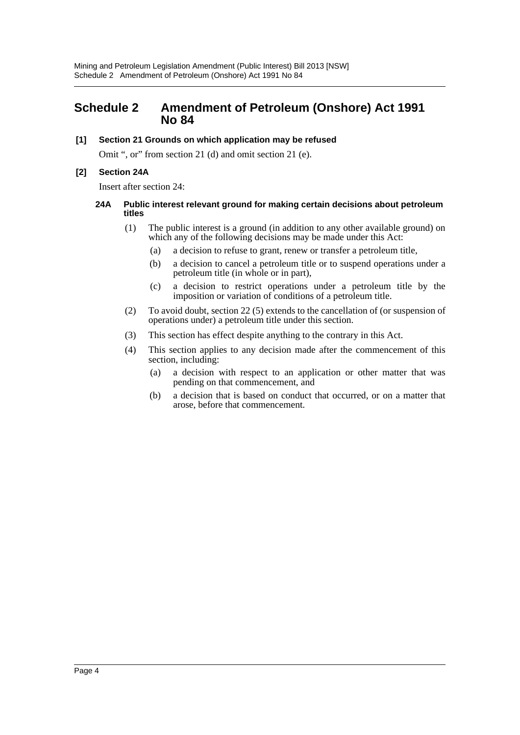# Schedule 2 Amendment of Petroleum (Onshore) Act 1991 No 84

### [1] Section 21 Grounds on which application may be refused

Omit ", or" from section 21 (d) and omit section 21 (e).

### [2] Section 24A

Insert after section 24:

#### 24A Public interest relevant ground for making certain decisions about petroleum titles

(1) The public interest is a ground (in addition to any other available ground) on which any of the following decisions may be made under this Act:

- (a) a decision to refuse to grant, renew or transfer a petroleum title,
- (b) a decision to cancel a petroleum title or to suspend operations under a petroleum title (in whole or in part),
- (c) a decision to restrict operations under a petroleum title by the imposition or variation of conditions of a petroleum title.

(2) To avoid doubt, section 22 (5) extends to the cancellation of (or suspension of operations under) a petroleum title under this section.

(3) This section has effect despite anything to the contrary in this Act.

(4) This section applies to any decision made after the commencement of this section, including:

- (a) a decision with respect to an application or other matter that was pending on that commencement, and
- (b) a decision that is based on conduct that occurred, or on a matter that arose, before that commencement.